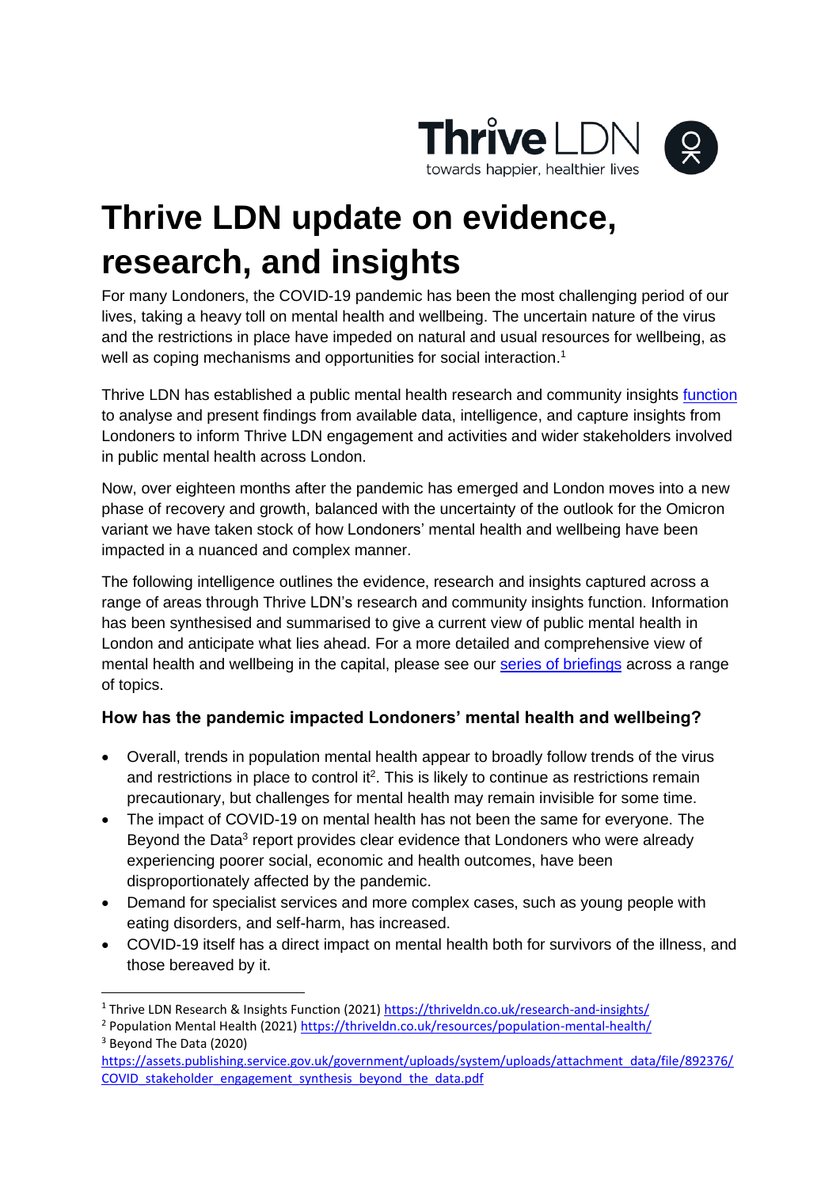Thrive LDN
towards happier, healthier lives

# Thrive LDN update on evidence, research, and insights

For many Londoners, the COVID-19 pandemic has been the most challenging period of our lives, taking a heavy toll on mental health and wellbeing. The uncertain nature of the virus and the restrictions in place have impeded on natural and usual resources for wellbeing, as well as coping mechanisms and opportunities for social interaction.[1]

Thrive LDN has established a public mental health research and community insights [function](https://thriveldn.co.uk/research-and-insights/) to analyse and present findings from available data, intelligence, and capture insights from Londoners to inform Thrive LDN engagement and activities and wider stakeholders involved in public mental health across London.

Now, over eighteen months after the pandemic has emerged and London moves into a new phase of recovery and growth, balanced with the uncertainty of the outlook for the Omicron variant we have taken stock of how Londoners' mental health and wellbeing have been impacted in a nuanced and complex manner.

The following intelligence outlines the evidence, research and insights captured across a range of areas through Thrive LDN's research and community insights function. Information has been synthesised and summarised to give a current view of public mental health in London and anticipate what lies ahead. For a more detailed and comprehensive view of mental health and wellbeing in the capital, please see our series of briefings across a range of topics.

### How has the pandemic impacted Londoners' mental health and wellbeing?

- Overall, trends in population mental health appear to broadly follow trends of the virus and restrictions in place to control it[2]. This is likely to continue as restrictions remain precautionary, but challenges for mental health may remain invisible for some time.
- The impact of COVID-19 on mental health has not been the same for everyone. The Beyond the Data[3] report provides clear evidence that Londoners who were already experiencing poorer social, economic and health outcomes, have been disproportionately affected by the pandemic.
- Demand for specialist services and more complex cases, such as young people with eating disorders, and self-harm, has increased.
- COVID-19 itself has a direct impact on mental health both for survivors of the illness, and those bereaved by it.

---

[1] Thrive LDN Research & Insights Function (2021) https://thriveldn.co.uk/research-and-insights/

[2] Population Mental Health (2021) https://thriveldn.co.uk/resources/population-mental-health/

[3] Beyond The Data (2020) https://assets.publishing.service.gov.uk/government/uploads/system/uploads/attachment_data/file/892376/COVID_stakeholder_engagement_synthesis_beyond_the_data.pdf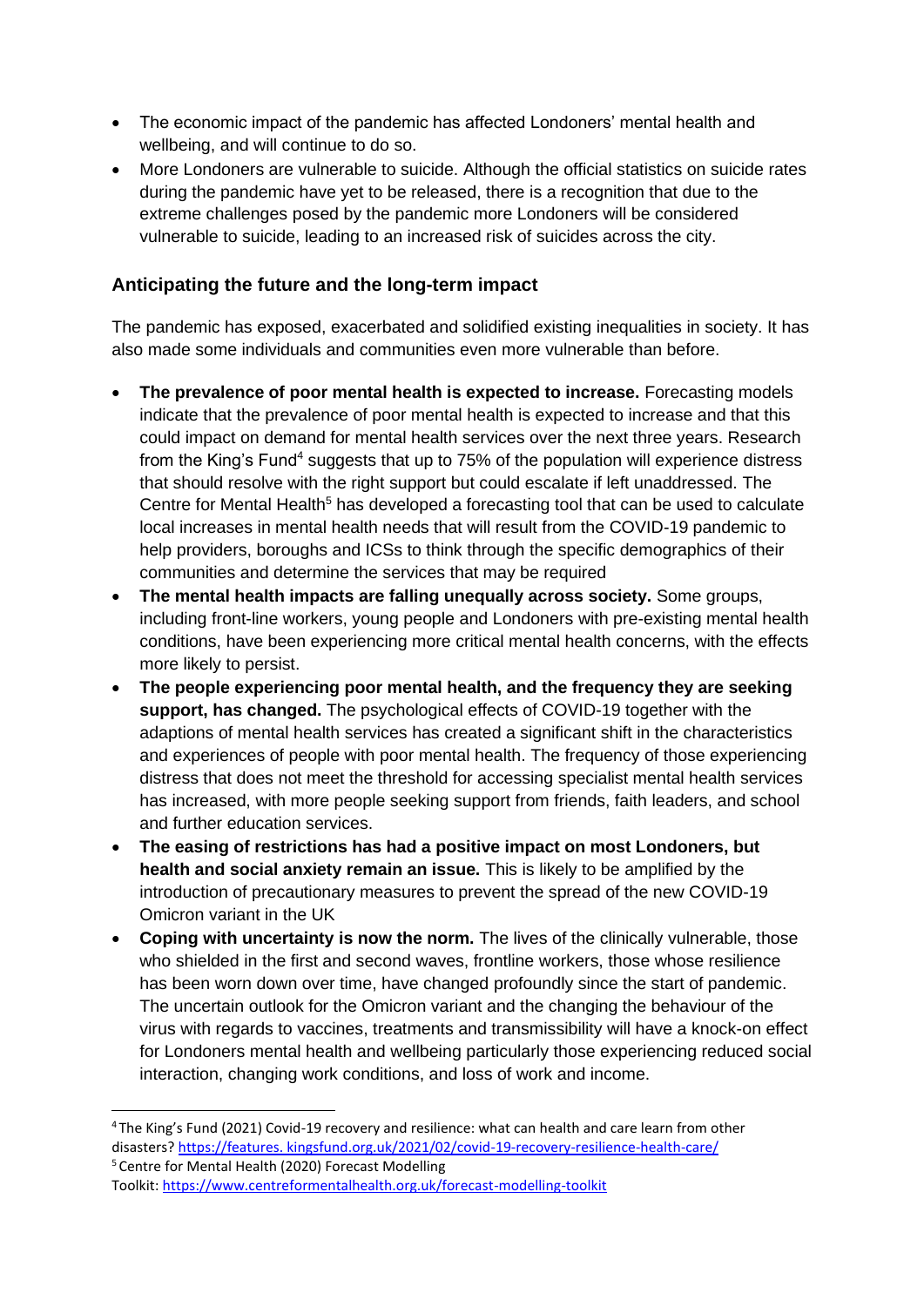- The economic impact of the pandemic has affected Londoners' mental health and wellbeing, and will continue to do so.
- More Londoners are vulnerable to suicide. Although the official statistics on suicide rates during the pandemic have yet to be released, there is a recognition that due to the extreme challenges posed by the pandemic more Londoners will be considered vulnerable to suicide, leading to an increased risk of suicides across the city.

### Anticipating the future and the long-term impact

The pandemic has exposed, exacerbated and solidified existing inequalities in society. It has also made some individuals and communities even more vulnerable than before.

- **The prevalence of poor mental health is expected to increase.** Forecasting models indicate that the prevalence of poor mental health is expected to increase and that this could impact on demand for mental health services over the next three years. Research from the King's Fund[4] suggests that up to 75% of the population will experience distress that should resolve with the right support but could escalate if left unaddressed. The Centre for Mental Health[5] has developed a forecasting tool that can be used to calculate local increases in mental health needs that will result from the COVID-19 pandemic to help providers, boroughs and ICSs to think through the specific demographics of their communities and determine the services that may be required
- **The mental health impacts are falling unequally across society.** Some groups, including front-line workers, young people and Londoners with pre-existing mental health conditions, have been experiencing more critical mental health concerns, with the effects more likely to persist.
- **The people experiencing poor mental health, and the frequency they are seeking support, has changed.** The psychological effects of COVID-19 together with the adaptions of mental health services has created a significant shift in the characteristics and experiences of people with poor mental health. The frequency of those experiencing distress that does not meet the threshold for accessing specialist mental health services has increased, with more people seeking support from friends, faith leaders, and school and further education services.
- **The easing of restrictions has had a positive impact on most Londoners, but health and social anxiety remain an issue.** This is likely to be amplified by the introduction of precautionary measures to prevent the spread of the new COVID-19 Omicron variant in the UK
- **Coping with uncertainty is now the norm.** The lives of the clinically vulnerable, those who shielded in the first and second waves, frontline workers, those whose resilience has been worn down over time, have changed profoundly since the start of pandemic. The uncertain outlook for the Omicron variant and the changing the behaviour of the virus with regards to vaccines, treatments and transmissibility will have a knock-on effect for Londoners mental health and wellbeing particularly those experiencing reduced social interaction, changing work conditions, and loss of work and income.

---

[4] The King's Fund (2021) Covid-19 recovery and resilience: what can health and care learn from other disasters? https://features. kingsfund.org.uk/2021/02/covid-19-recovery-resilience-health-care/

[5] Centre for Mental Health (2020) Forecast Modelling Toolkit: https://www.centreformentalhealth.org.uk/forecast-modelling-toolkit